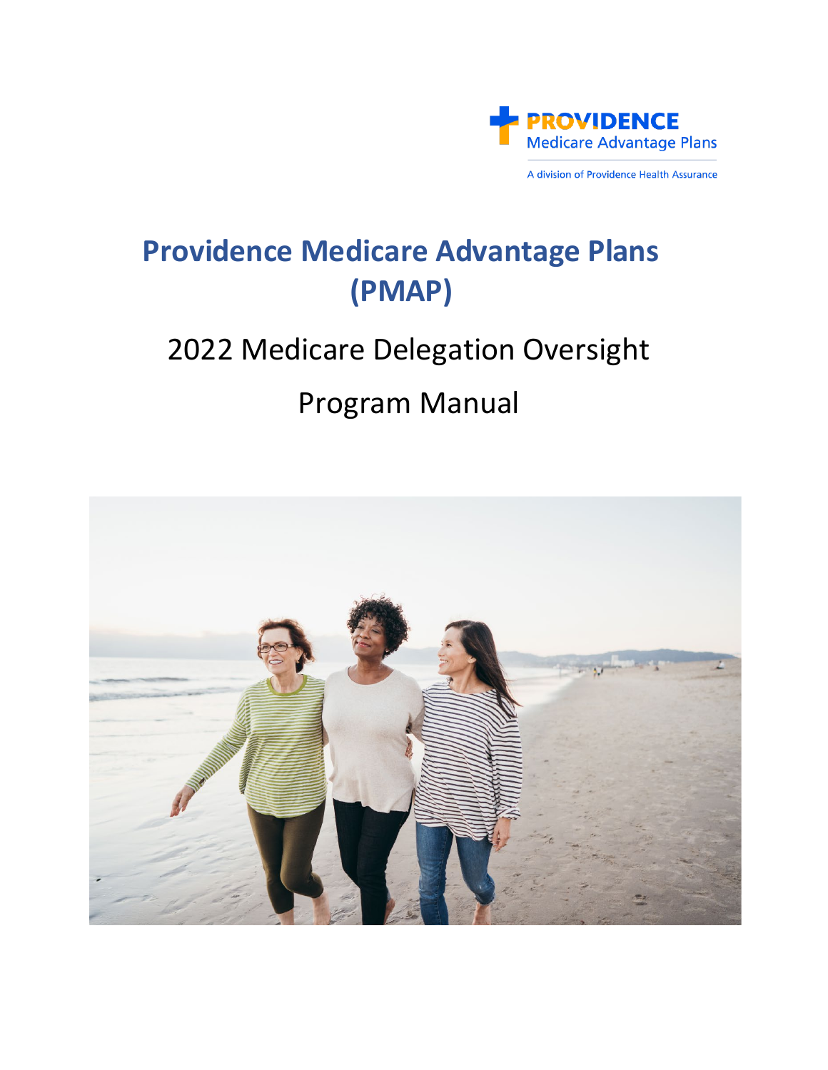PROVIDENCE
Medicare Advantage Plans

A division of Providence Health Assurance

# Providence Medicare Advantage Plans (PMAP)

## 2022 Medicare Delegation Oversight

## Program Manual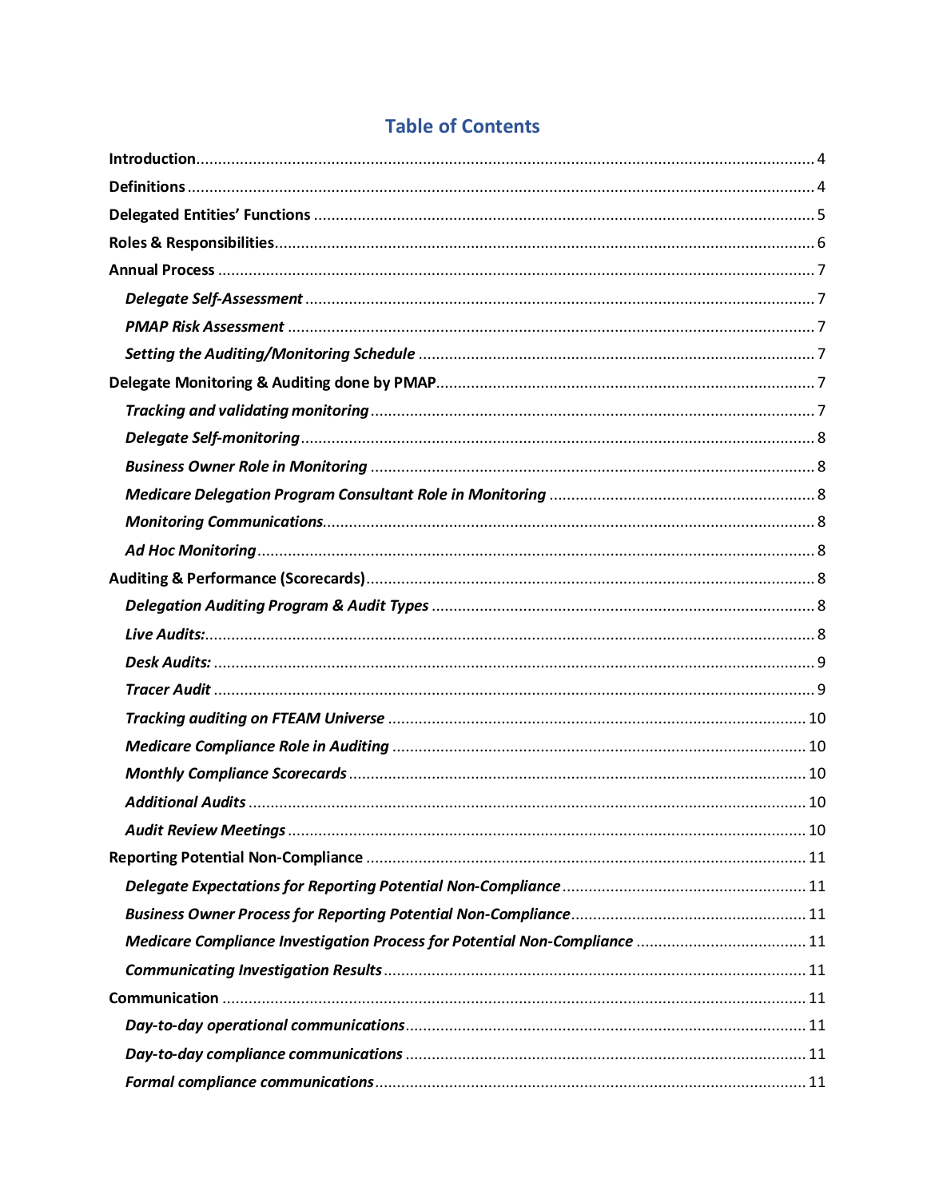# Table of Contents

**Introduction** .......... 4

**Definitions** .......... 4

**Delegated Entities' Functions** .......... 5

**Roles & Responsibilities** .......... 6

**Annual Process** .......... 7

- ***Delegate Self-Assessment*** .......... 7
- ***PMAP Risk Assessment*** .......... 7
- ***Setting the Auditing/Monitoring Schedule*** .......... 7

**Delegate Monitoring & Auditing done by PMAP** .......... 7

- ***Tracking and validating monitoring*** .......... 7
- ***Delegate Self-monitoring*** .......... 8
- ***Business Owner Role in Monitoring*** .......... 8
- ***Medicare Delegation Program Consultant Role in Monitoring*** .......... 8
- ***Monitoring Communications*** .......... 8
- ***Ad Hoc Monitoring*** .......... 8

**Auditing & Performance (Scorecards)** .......... 8

- ***Delegation Auditing Program & Audit Types*** .......... 8
- ***Live Audits:*** .......... 8
- ***Desk Audits:*** .......... 9
- ***Tracer Audit*** .......... 9
- ***Tracking auditing on FTEAM Universe*** .......... 10
- ***Medicare Compliance Role in Auditing*** .......... 10
- ***Monthly Compliance Scorecards*** .......... 10
- ***Additional Audits*** .......... 10
- ***Audit Review Meetings*** .......... 10

**Reporting Potential Non-Compliance** .......... 11

- ***Delegate Expectations for Reporting Potential Non-Compliance*** .......... 11
- ***Business Owner Process for Reporting Potential Non-Compliance*** .......... 11
- ***Medicare Compliance Investigation Process for Potential Non-Compliance*** .......... 11
- ***Communicating Investigation Results*** .......... 11

**Communication** .......... 11

- ***Day-to-day operational communications*** .......... 11
- ***Day-to-day compliance communications*** .......... 11
- ***Formal compliance communications*** .......... 11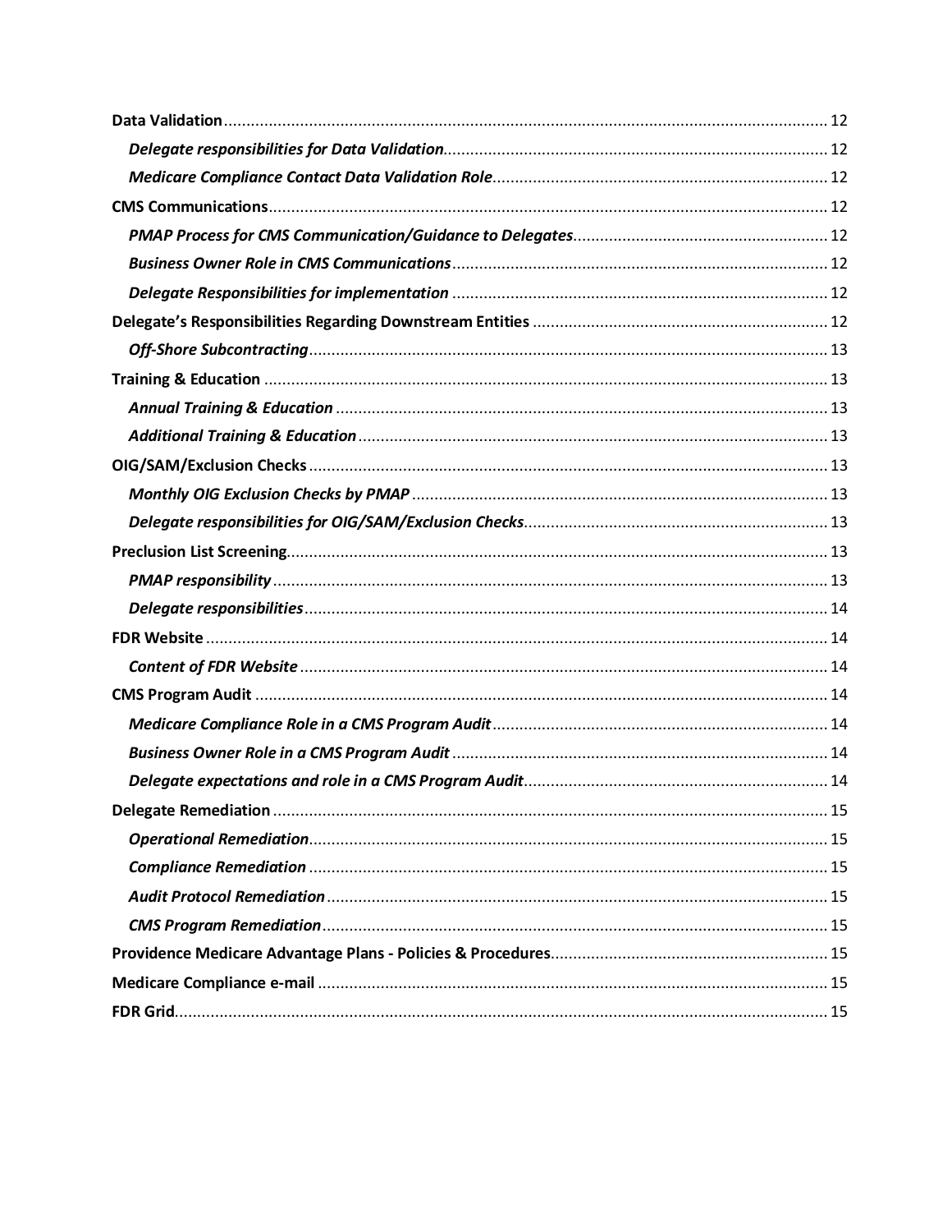**Data Validation** .......... 12

*Delegate responsibilities for Data Validation* .......... 12

*Medicare Compliance Contact Data Validation Role* .......... 12

**CMS Communications** .......... 12

*PMAP Process for CMS Communication/Guidance to Delegates* .......... 12

*Business Owner Role in CMS Communications* .......... 12

*Delegate Responsibilities for implementation* .......... 12

**Delegate's Responsibilities Regarding Downstream Entities** .......... 12

*Off-Shore Subcontracting* .......... 13

**Training & Education** .......... 13

*Annual Training & Education* .......... 13

*Additional Training & Education* .......... 13

**OIG/SAM/Exclusion Checks** .......... 13

*Monthly OIG Exclusion Checks by PMAP* .......... 13

*Delegate responsibilities for OIG/SAM/Exclusion Checks* .......... 13

**Preclusion List Screening** .......... 13

*PMAP responsibility* .......... 13

*Delegate responsibilities* .......... 14

**FDR Website** .......... 14

*Content of FDR Website* .......... 14

**CMS Program Audit** .......... 14

*Medicare Compliance Role in a CMS Program Audit* .......... 14

*Business Owner Role in a CMS Program Audit* .......... 14

*Delegate expectations and role in a CMS Program Audit* .......... 14

**Delegate Remediation** .......... 15

*Operational Remediation* .......... 15

*Compliance Remediation* .......... 15

*Audit Protocol Remediation* .......... 15

*CMS Program Remediation* .......... 15

**Providence Medicare Advantage Plans - Policies & Procedures** .......... 15

**Medicare Compliance e-mail** .......... 15

**FDR Grid** .......... 15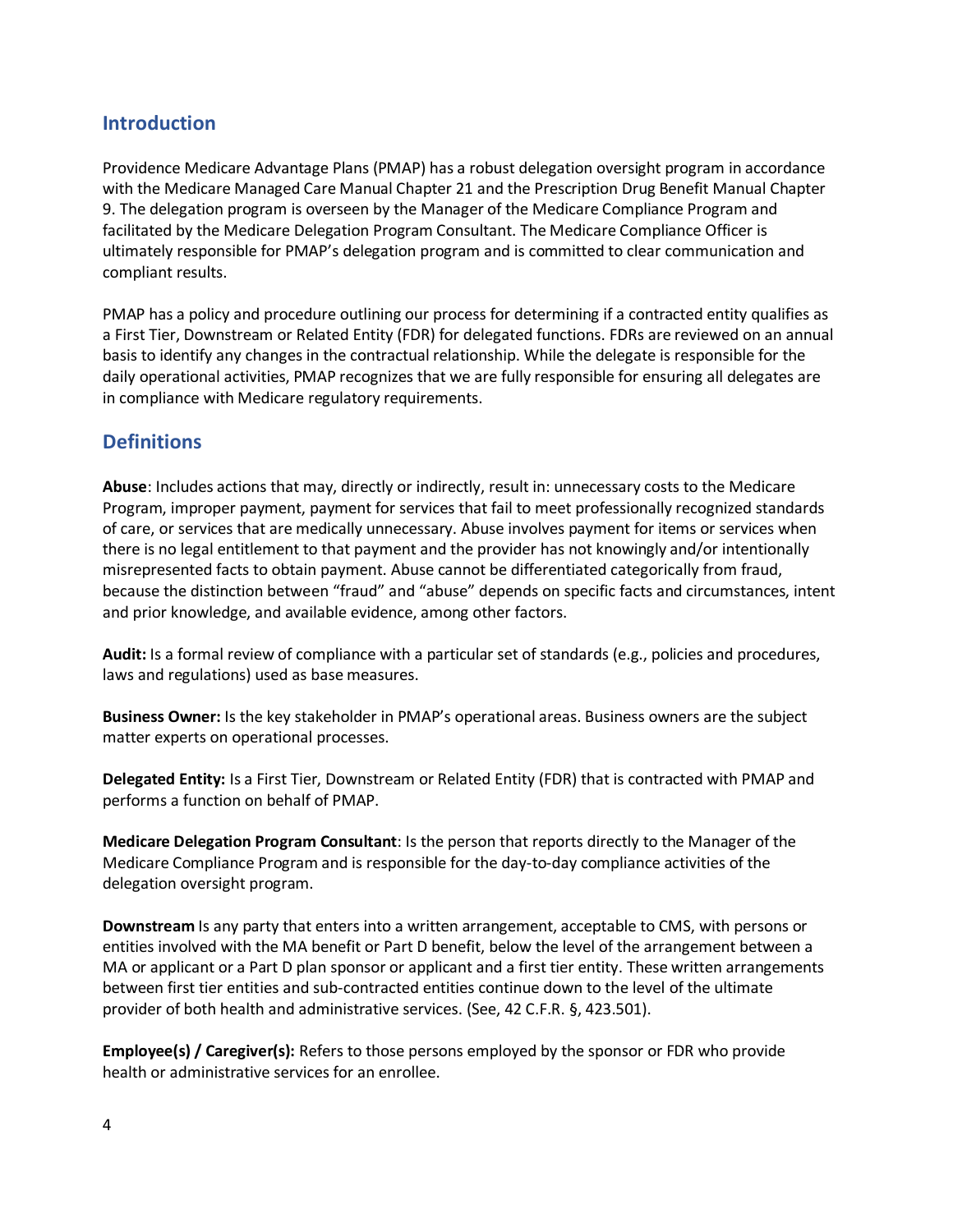## Introduction

Providence Medicare Advantage Plans (PMAP) has a robust delegation oversight program in accordance with the Medicare Managed Care Manual Chapter 21 and the Prescription Drug Benefit Manual Chapter 9. The delegation program is overseen by the Manager of the Medicare Compliance Program and facilitated by the Medicare Delegation Program Consultant. The Medicare Compliance Officer is ultimately responsible for PMAP's delegation program and is committed to clear communication and compliant results.

PMAP has a policy and procedure outlining our process for determining if a contracted entity qualifies as a First Tier, Downstream or Related Entity (FDR) for delegated functions. FDRs are reviewed on an annual basis to identify any changes in the contractual relationship. While the delegate is responsible for the daily operational activities, PMAP recognizes that we are fully responsible for ensuring all delegates are in compliance with Medicare regulatory requirements.

## Definitions

**Abuse**: Includes actions that may, directly or indirectly, result in: unnecessary costs to the Medicare Program, improper payment, payment for services that fail to meet professionally recognized standards of care, or services that are medically unnecessary. Abuse involves payment for items or services when there is no legal entitlement to that payment and the provider has not knowingly and/or intentionally misrepresented facts to obtain payment. Abuse cannot be differentiated categorically from fraud, because the distinction between "fraud" and "abuse" depends on specific facts and circumstances, intent and prior knowledge, and available evidence, among other factors.

**Audit:** Is a formal review of compliance with a particular set of standards (e.g., policies and procedures, laws and regulations) used as base measures.

**Business Owner:** Is the key stakeholder in PMAP's operational areas. Business owners are the subject matter experts on operational processes.

**Delegated Entity:** Is a First Tier, Downstream or Related Entity (FDR) that is contracted with PMAP and performs a function on behalf of PMAP.

**Medicare Delegation Program Consultant**: Is the person that reports directly to the Manager of the Medicare Compliance Program and is responsible for the day-to-day compliance activities of the delegation oversight program.

**Downstream** Is any party that enters into a written arrangement, acceptable to CMS, with persons or entities involved with the MA benefit or Part D benefit, below the level of the arrangement between a MA or applicant or a Part D plan sponsor or applicant and a first tier entity. These written arrangements between first tier entities and sub-contracted entities continue down to the level of the ultimate provider of both health and administrative services. (See, 42 C.F.R. §, 423.501).

**Employee(s) / Caregiver(s):** Refers to those persons employed by the sponsor or FDR who provide health or administrative services for an enrollee.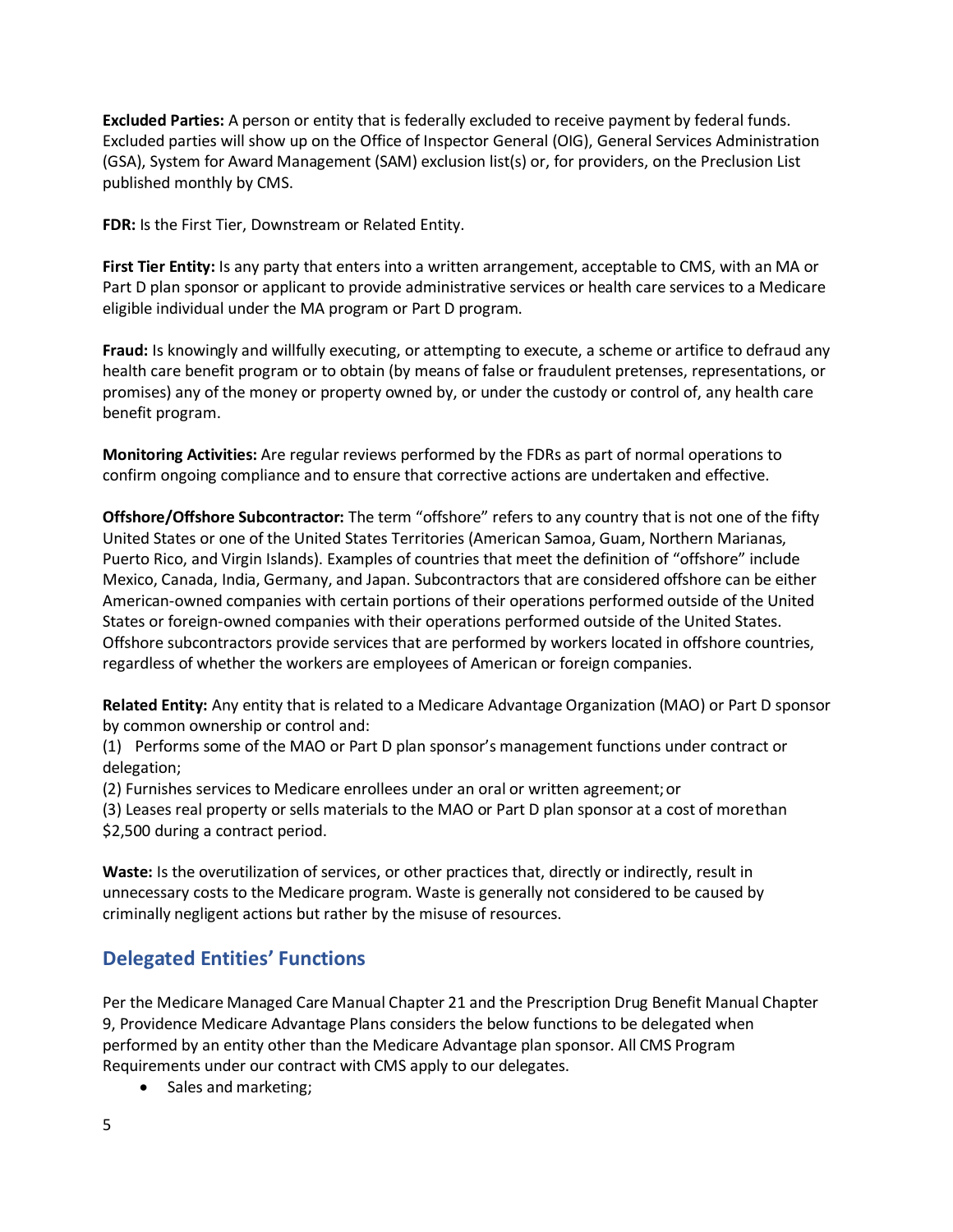**Excluded Parties:** A person or entity that is federally excluded to receive payment by federal funds. Excluded parties will show up on the Office of Inspector General (OIG), General Services Administration (GSA), System for Award Management (SAM) exclusion list(s) or, for providers, on the Preclusion List published monthly by CMS.

**FDR:** Is the First Tier, Downstream or Related Entity.

**First Tier Entity:** Is any party that enters into a written arrangement, acceptable to CMS, with an MA or Part D plan sponsor or applicant to provide administrative services or health care services to a Medicare eligible individual under the MA program or Part D program.

**Fraud:** Is knowingly and willfully executing, or attempting to execute, a scheme or artifice to defraud any health care benefit program or to obtain (by means of false or fraudulent pretenses, representations, or promises) any of the money or property owned by, or under the custody or control of, any health care benefit program.

**Monitoring Activities:** Are regular reviews performed by the FDRs as part of normal operations to confirm ongoing compliance and to ensure that corrective actions are undertaken and effective.

**Offshore/Offshore Subcontractor:** The term "offshore" refers to any country that is not one of the fifty United States or one of the United States Territories (American Samoa, Guam, Northern Marianas, Puerto Rico, and Virgin Islands). Examples of countries that meet the definition of "offshore" include Mexico, Canada, India, Germany, and Japan. Subcontractors that are considered offshore can be either American-owned companies with certain portions of their operations performed outside of the United States or foreign-owned companies with their operations performed outside of the United States. Offshore subcontractors provide services that are performed by workers located in offshore countries, regardless of whether the workers are employees of American or foreign companies.

**Related Entity:** Any entity that is related to a Medicare Advantage Organization (MAO) or Part D sponsor by common ownership or control and:

(1) Performs some of the MAO or Part D plan sponsor's management functions under contract or delegation;

(2) Furnishes services to Medicare enrollees under an oral or written agreement; or

(3) Leases real property or sells materials to the MAO or Part D plan sponsor at a cost of more than \$2,500 during a contract period.

**Waste:** Is the overutilization of services, or other practices that, directly or indirectly, result in unnecessary costs to the Medicare program. Waste is generally not considered to be caused by criminally negligent actions but rather by the misuse of resources.

## Delegated Entities' Functions

Per the Medicare Managed Care Manual Chapter 21 and the Prescription Drug Benefit Manual Chapter 9, Providence Medicare Advantage Plans considers the below functions to be delegated when performed by an entity other than the Medicare Advantage plan sponsor. All CMS Program Requirements under our contract with CMS apply to our delegates.

- Sales and marketing;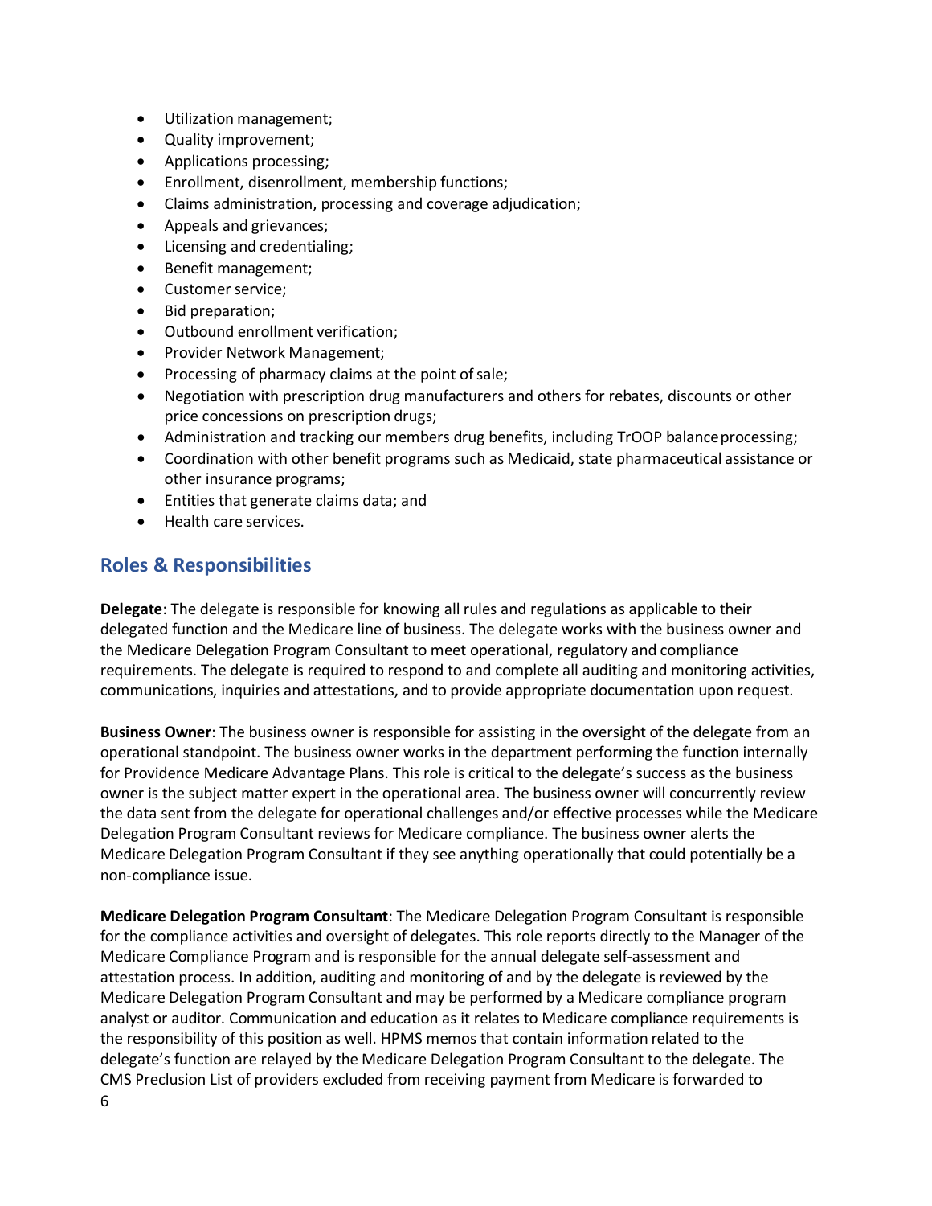- Utilization management;
- Quality improvement;
- Applications processing;
- Enrollment, disenrollment, membership functions;
- Claims administration, processing and coverage adjudication;
- Appeals and grievances;
- Licensing and credentialing;
- Benefit management;
- Customer service;
- Bid preparation;
- Outbound enrollment verification;
- Provider Network Management;
- Processing of pharmacy claims at the point of sale;
- Negotiation with prescription drug manufacturers and others for rebates, discounts or other price concessions on prescription drugs;
- Administration and tracking our members drug benefits, including TrOOP balance processing;
- Coordination with other benefit programs such as Medicaid, state pharmaceutical assistance or other insurance programs;
- Entities that generate claims data; and
- Health care services.

## Roles & Responsibilities

**Delegate**: The delegate is responsible for knowing all rules and regulations as applicable to their delegated function and the Medicare line of business. The delegate works with the business owner and the Medicare Delegation Program Consultant to meet operational, regulatory and compliance requirements. The delegate is required to respond to and complete all auditing and monitoring activities, communications, inquiries and attestations, and to provide appropriate documentation upon request.

**Business Owner**: The business owner is responsible for assisting in the oversight of the delegate from an operational standpoint. The business owner works in the department performing the function internally for Providence Medicare Advantage Plans. This role is critical to the delegate's success as the business owner is the subject matter expert in the operational area. The business owner will concurrently review the data sent from the delegate for operational challenges and/or effective processes while the Medicare Delegation Program Consultant reviews for Medicare compliance. The business owner alerts the Medicare Delegation Program Consultant if they see anything operationally that could potentially be a non-compliance issue.

**Medicare Delegation Program Consultant**: The Medicare Delegation Program Consultant is responsible for the compliance activities and oversight of delegates. This role reports directly to the Manager of the Medicare Compliance Program and is responsible for the annual delegate self-assessment and attestation process. In addition, auditing and monitoring of and by the delegate is reviewed by the Medicare Delegation Program Consultant and may be performed by a Medicare compliance program analyst or auditor. Communication and education as it relates to Medicare compliance requirements is the responsibility of this position as well. HPMS memos that contain information related to the delegate's function are relayed by the Medicare Delegation Program Consultant to the delegate. The CMS Preclusion List of providers excluded from receiving payment from Medicare is forwarded to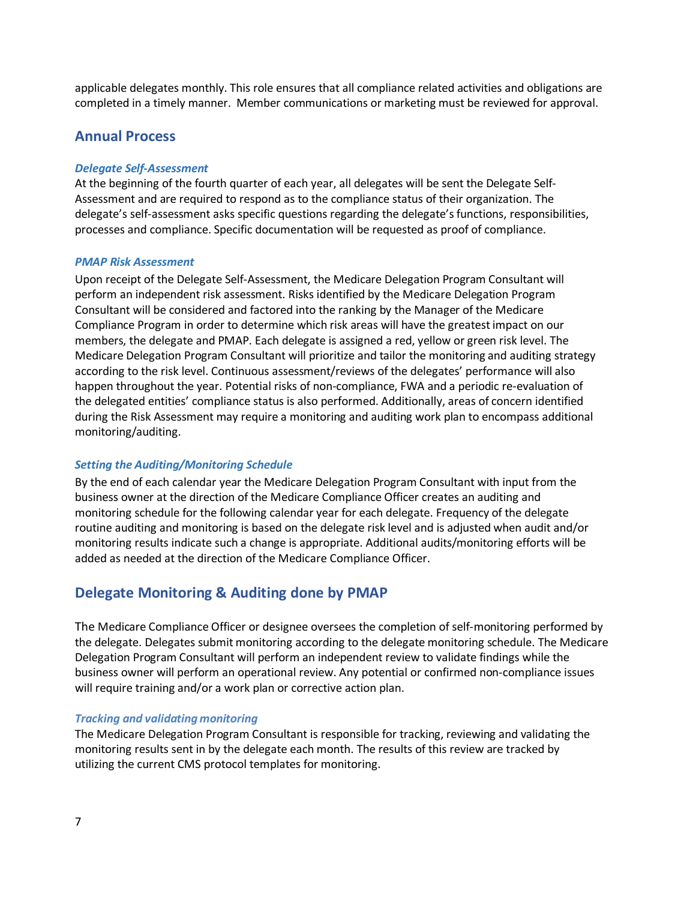applicable delegates monthly. This role ensures that all compliance related activities and obligations are completed in a timely manner.  Member communications or marketing must be reviewed for approval.

## Annual Process

### *Delegate Self-Assessment*

At the beginning of the fourth quarter of each year, all delegates will be sent the Delegate Self-Assessment and are required to respond as to the compliance status of their organization. The delegate's self-assessment asks specific questions regarding the delegate's functions, responsibilities, processes and compliance. Specific documentation will be requested as proof of compliance.

### *PMAP Risk Assessment*

Upon receipt of the Delegate Self-Assessment, the Medicare Delegation Program Consultant will perform an independent risk assessment. Risks identified by the Medicare Delegation Program Consultant will be considered and factored into the ranking by the Manager of the Medicare Compliance Program in order to determine which risk areas will have the greatest impact on our members, the delegate and PMAP. Each delegate is assigned a red, yellow or green risk level. The Medicare Delegation Program Consultant will prioritize and tailor the monitoring and auditing strategy according to the risk level. Continuous assessment/reviews of the delegates' performance will also happen throughout the year. Potential risks of non-compliance, FWA and a periodic re-evaluation of the delegated entities' compliance status is also performed. Additionally, areas of concern identified during the Risk Assessment may require a monitoring and auditing work plan to encompass additional monitoring/auditing.

### *Setting the Auditing/Monitoring Schedule*

By the end of each calendar year the Medicare Delegation Program Consultant with input from the business owner at the direction of the Medicare Compliance Officer creates an auditing and monitoring schedule for the following calendar year for each delegate. Frequency of the delegate routine auditing and monitoring is based on the delegate risk level and is adjusted when audit and/or monitoring results indicate such a change is appropriate. Additional audits/monitoring efforts will be added as needed at the direction of the Medicare Compliance Officer.

## Delegate Monitoring & Auditing done by PMAP

The Medicare Compliance Officer or designee oversees the completion of self-monitoring performed by the delegate. Delegates submit monitoring according to the delegate monitoring schedule. The Medicare Delegation Program Consultant will perform an independent review to validate findings while the business owner will perform an operational review. Any potential or confirmed non-compliance issues will require training and/or a work plan or corrective action plan.

### *Tracking and validating monitoring*

The Medicare Delegation Program Consultant is responsible for tracking, reviewing and validating the monitoring results sent in by the delegate each month. The results of this review are tracked by utilizing the current CMS protocol templates for monitoring.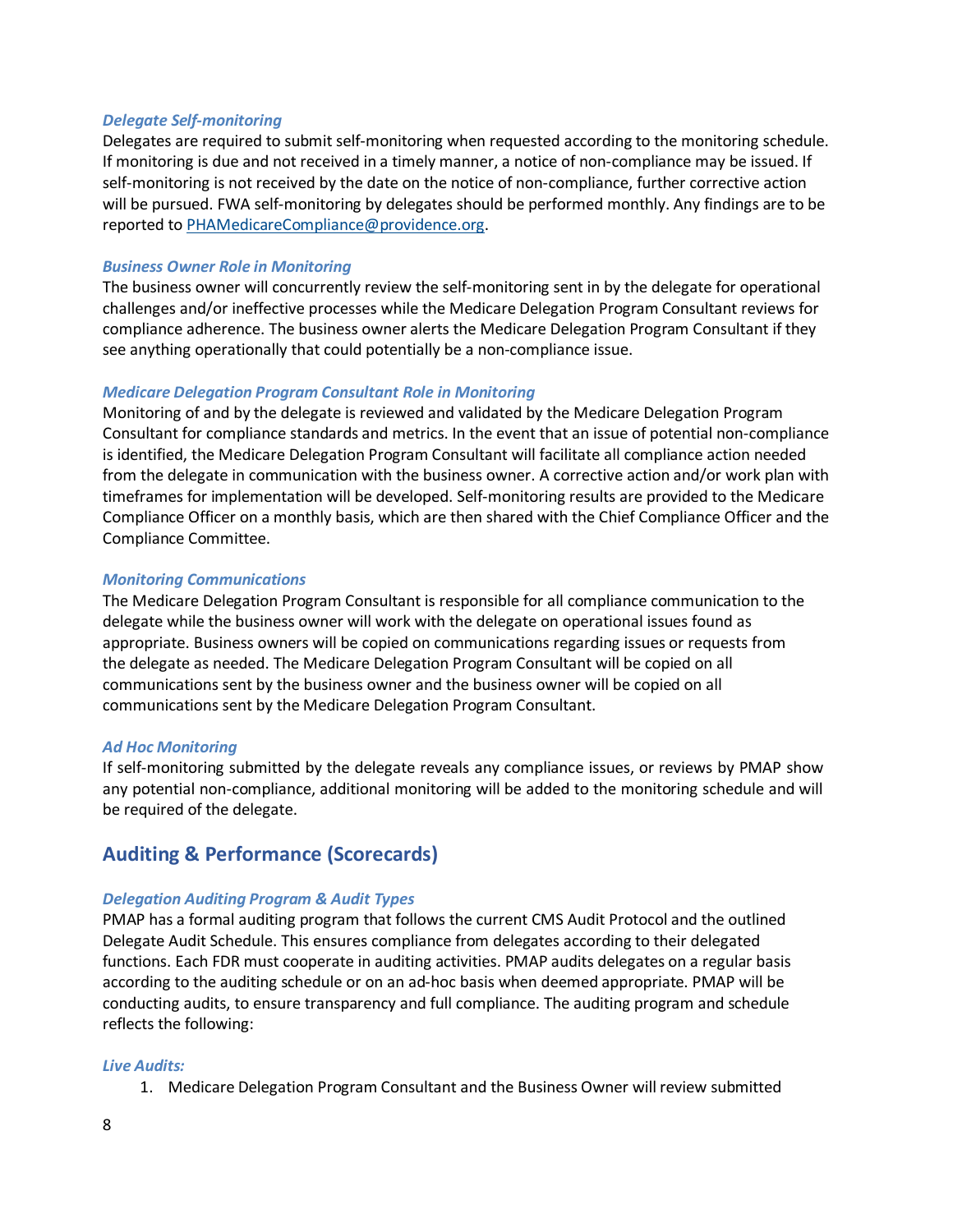### *Delegate Self-monitoring*

Delegates are required to submit self-monitoring when requested according to the monitoring schedule. If monitoring is due and not received in a timely manner, a notice of non-compliance may be issued. If self-monitoring is not received by the date on the notice of non-compliance, further corrective action will be pursued. FWA self-monitoring by delegates should be performed monthly. Any findings are to be reported to PHAMedicareCompliance@providence.org.

### *Business Owner Role in Monitoring*

The business owner will concurrently review the self-monitoring sent in by the delegate for operational challenges and/or ineffective processes while the Medicare Delegation Program Consultant reviews for compliance adherence. The business owner alerts the Medicare Delegation Program Consultant if they see anything operationally that could potentially be a non-compliance issue.

### *Medicare Delegation Program Consultant Role in Monitoring*

Monitoring of and by the delegate is reviewed and validated by the Medicare Delegation Program Consultant for compliance standards and metrics. In the event that an issue of potential non-compliance is identified, the Medicare Delegation Program Consultant will facilitate all compliance action needed from the delegate in communication with the business owner. A corrective action and/or work plan with timeframes for implementation will be developed. Self-monitoring results are provided to the Medicare Compliance Officer on a monthly basis, which are then shared with the Chief Compliance Officer and the Compliance Committee.

### *Monitoring Communications*

The Medicare Delegation Program Consultant is responsible for all compliance communication to the delegate while the business owner will work with the delegate on operational issues found as appropriate. Business owners will be copied on communications regarding issues or requests from the delegate as needed. The Medicare Delegation Program Consultant will be copied on all communications sent by the business owner and the business owner will be copied on all communications sent by the Medicare Delegation Program Consultant.

### *Ad Hoc Monitoring*

If self-monitoring submitted by the delegate reveals any compliance issues, or reviews by PMAP show any potential non-compliance, additional monitoring will be added to the monitoring schedule and will be required of the delegate.

## Auditing & Performance (Scorecards)

### *Delegation Auditing Program & Audit Types*

PMAP has a formal auditing program that follows the current CMS Audit Protocol and the outlined Delegate Audit Schedule. This ensures compliance from delegates according to their delegated functions. Each FDR must cooperate in auditing activities. PMAP audits delegates on a regular basis according to the auditing schedule or on an ad-hoc basis when deemed appropriate. PMAP will be conducting audits, to ensure transparency and full compliance. The auditing program and schedule reflects the following:

### *Live Audits:*

1. Medicare Delegation Program Consultant and the Business Owner will review submitted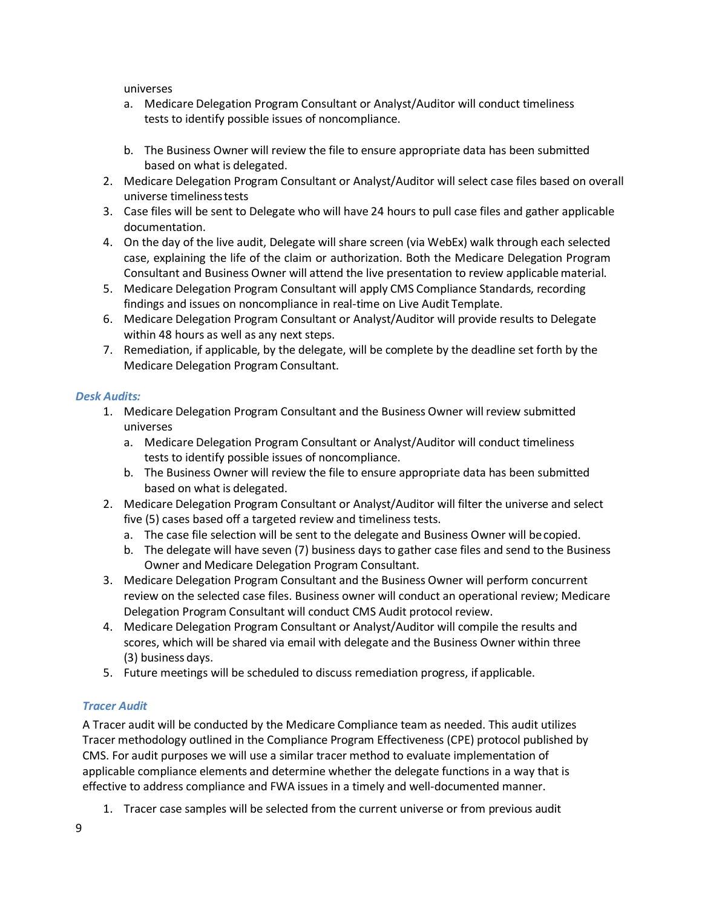universes

   a. Medicare Delegation Program Consultant or Analyst/Auditor will conduct timeliness tests to identify possible issues of noncompliance.

   b. The Business Owner will review the file to ensure appropriate data has been submitted based on what is delegated.

2. Medicare Delegation Program Consultant or Analyst/Auditor will select case files based on overall universe timeliness tests
3. Case files will be sent to Delegate who will have 24 hours to pull case files and gather applicable documentation.
4. On the day of the live audit, Delegate will share screen (via WebEx) walk through each selected case, explaining the life of the claim or authorization. Both the Medicare Delegation Program Consultant and Business Owner will attend the live presentation to review applicable material.
5. Medicare Delegation Program Consultant will apply CMS Compliance Standards, recording findings and issues on noncompliance in real-time on Live Audit Template.
6. Medicare Delegation Program Consultant or Analyst/Auditor will provide results to Delegate within 48 hours as well as any next steps.
7. Remediation, if applicable, by the delegate, will be complete by the deadline set forth by the Medicare Delegation Program Consultant.

### *Desk Audits:*

1. Medicare Delegation Program Consultant and the Business Owner will review submitted universes
   a. Medicare Delegation Program Consultant or Analyst/Auditor will conduct timeliness tests to identify possible issues of noncompliance.
   b. The Business Owner will review the file to ensure appropriate data has been submitted based on what is delegated.
2. Medicare Delegation Program Consultant or Analyst/Auditor will filter the universe and select five (5) cases based off a targeted review and timeliness tests.
   a. The case file selection will be sent to the delegate and Business Owner will be copied.
   b. The delegate will have seven (7) business days to gather case files and send to the Business Owner and Medicare Delegation Program Consultant.
3. Medicare Delegation Program Consultant and the Business Owner will perform concurrent review on the selected case files. Business owner will conduct an operational review; Medicare Delegation Program Consultant will conduct CMS Audit protocol review.
4. Medicare Delegation Program Consultant or Analyst/Auditor will compile the results and scores, which will be shared via email with delegate and the Business Owner within three (3) business days.
5. Future meetings will be scheduled to discuss remediation progress, if applicable.

### *Tracer Audit*

A Tracer audit will be conducted by the Medicare Compliance team as needed. This audit utilizes Tracer methodology outlined in the Compliance Program Effectiveness (CPE) protocol published by CMS. For audit purposes we will use a similar tracer method to evaluate implementation of applicable compliance elements and determine whether the delegate functions in a way that is effective to address compliance and FWA issues in a timely and well-documented manner.

1. Tracer case samples will be selected from the current universe or from previous audit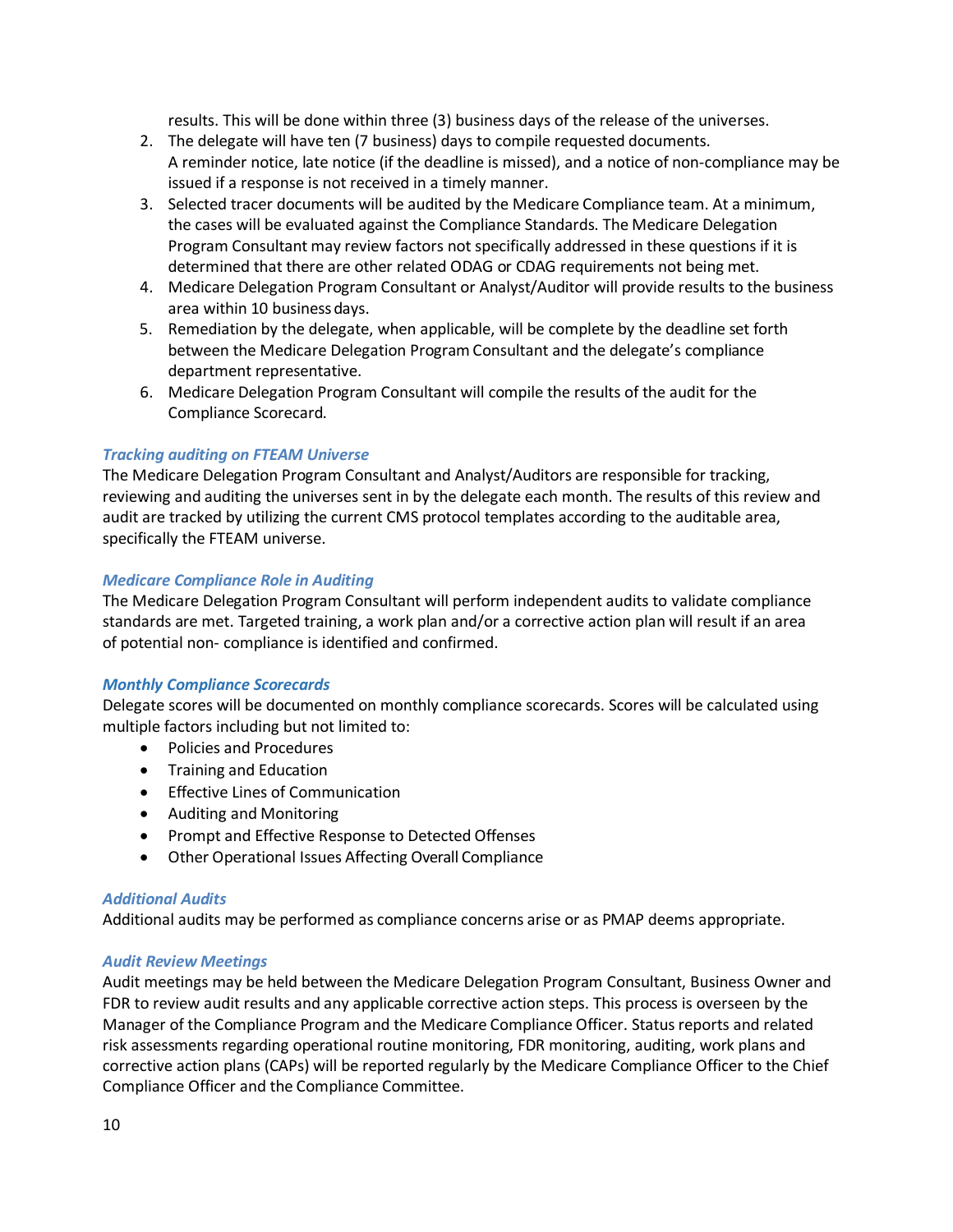results. This will be done within three (3) business days of the release of the universes.

2. The delegate will have ten (7 business) days to compile requested documents.
   A reminder notice, late notice (if the deadline is missed), and a notice of non-compliance may be issued if a response is not received in a timely manner.
3. Selected tracer documents will be audited by the Medicare Compliance team. At a minimum, the cases will be evaluated against the Compliance Standards. The Medicare Delegation Program Consultant may review factors not specifically addressed in these questions if it is determined that there are other related ODAG or CDAG requirements not being met.
4. Medicare Delegation Program Consultant or Analyst/Auditor will provide results to the business area within 10 business days.
5. Remediation by the delegate, when applicable, will be complete by the deadline set forth between the Medicare Delegation Program Consultant and the delegate's compliance department representative.
6. Medicare Delegation Program Consultant will compile the results of the audit for the Compliance Scorecard.

### *Tracking auditing on FTEAM Universe*

The Medicare Delegation Program Consultant and Analyst/Auditors are responsible for tracking, reviewing and auditing the universes sent in by the delegate each month. The results of this review and audit are tracked by utilizing the current CMS protocol templates according to the auditable area, specifically the FTEAM universe.

### *Medicare Compliance Role in Auditing*

The Medicare Delegation Program Consultant will perform independent audits to validate compliance standards are met. Targeted training, a work plan and/or a corrective action plan will result if an area of potential non- compliance is identified and confirmed.

### *Monthly Compliance Scorecards*

Delegate scores will be documented on monthly compliance scorecards. Scores will be calculated using multiple factors including but not limited to:

- Policies and Procedures
- Training and Education
- Effective Lines of Communication
- Auditing and Monitoring
- Prompt and Effective Response to Detected Offenses
- Other Operational Issues Affecting Overall Compliance

### *Additional Audits*

Additional audits may be performed as compliance concerns arise or as PMAP deems appropriate.

### *Audit Review Meetings*

Audit meetings may be held between the Medicare Delegation Program Consultant, Business Owner and FDR to review audit results and any applicable corrective action steps. This process is overseen by the Manager of the Compliance Program and the Medicare Compliance Officer. Status reports and related risk assessments regarding operational routine monitoring, FDR monitoring, auditing, work plans and corrective action plans (CAPs) will be reported regularly by the Medicare Compliance Officer to the Chief Compliance Officer and the Compliance Committee.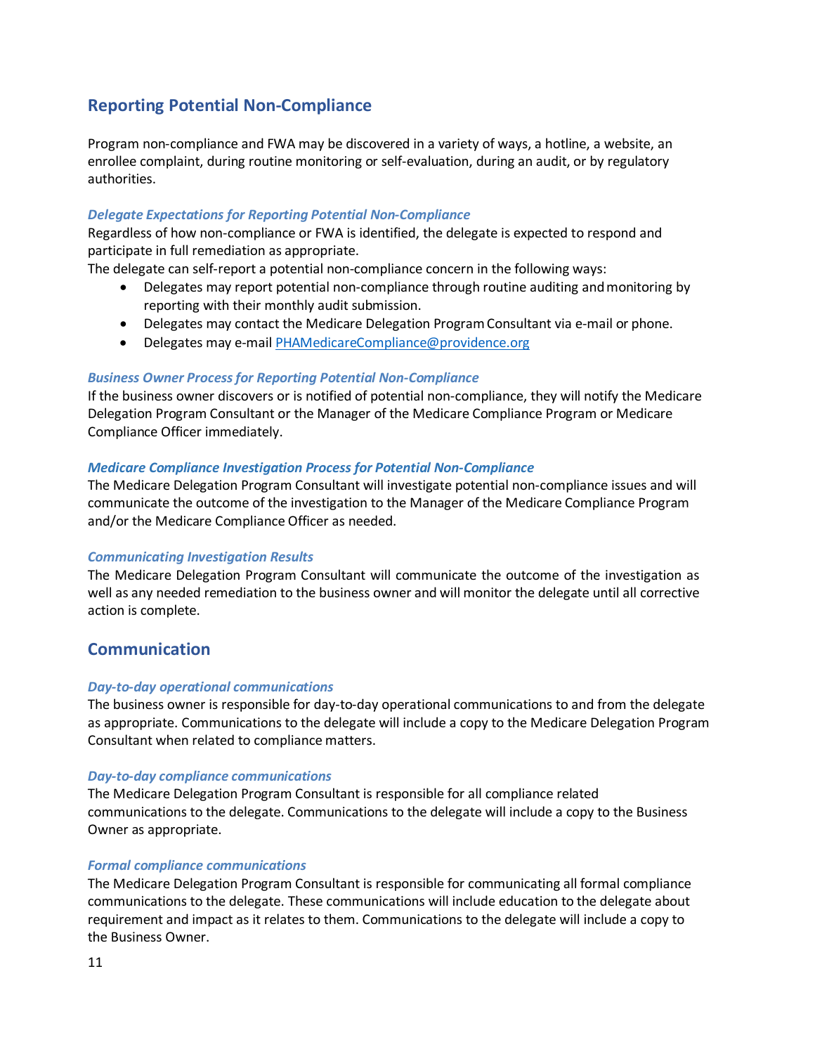## Reporting Potential Non-Compliance

Program non-compliance and FWA may be discovered in a variety of ways, a hotline, a website, an enrollee complaint, during routine monitoring or self-evaluation, during an audit, or by regulatory authorities.

### *Delegate Expectations for Reporting Potential Non-Compliance*

Regardless of how non-compliance or FWA is identified, the delegate is expected to respond and participate in full remediation as appropriate.

The delegate can self-report a potential non-compliance concern in the following ways:

- Delegates may report potential non-compliance through routine auditing and monitoring by reporting with their monthly audit submission.
- Delegates may contact the Medicare Delegation Program Consultant via e-mail or phone.
- Delegates may e-mail PHAMedicareCompliance@providence.org

### *Business Owner Process for Reporting Potential Non-Compliance*

If the business owner discovers or is notified of potential non-compliance, they will notify the Medicare Delegation Program Consultant or the Manager of the Medicare Compliance Program or Medicare Compliance Officer immediately.

### *Medicare Compliance Investigation Process for Potential Non-Compliance*

The Medicare Delegation Program Consultant will investigate potential non-compliance issues and will communicate the outcome of the investigation to the Manager of the Medicare Compliance Program and/or the Medicare Compliance Officer as needed.

### *Communicating Investigation Results*

The Medicare Delegation Program Consultant will communicate the outcome of the investigation as well as any needed remediation to the business owner and will monitor the delegate until all corrective action is complete.

## Communication

### *Day-to-day operational communications*

The business owner is responsible for day-to-day operational communications to and from the delegate as appropriate. Communications to the delegate will include a copy to the Medicare Delegation Program Consultant when related to compliance matters.

### *Day-to-day compliance communications*

The Medicare Delegation Program Consultant is responsible for all compliance related communications to the delegate. Communications to the delegate will include a copy to the Business Owner as appropriate.

### *Formal compliance communications*

The Medicare Delegation Program Consultant is responsible for communicating all formal compliance communications to the delegate. These communications will include education to the delegate about requirement and impact as it relates to them. Communications to the delegate will include a copy to the Business Owner.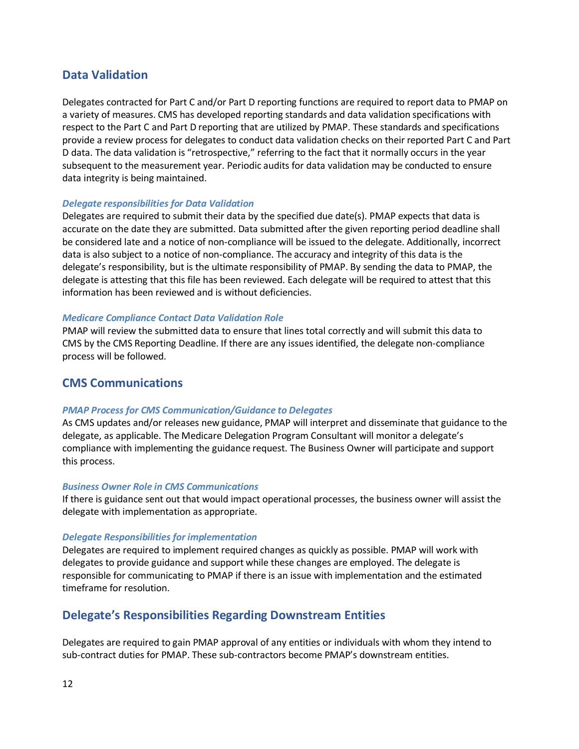## Data Validation

Delegates contracted for Part C and/or Part D reporting functions are required to report data to PMAP on a variety of measures. CMS has developed reporting standards and data validation specifications with respect to the Part C and Part D reporting that are utilized by PMAP. These standards and specifications provide a review process for delegates to conduct data validation checks on their reported Part C and Part D data. The data validation is "retrospective," referring to the fact that it normally occurs in the year subsequent to the measurement year. Periodic audits for data validation may be conducted to ensure data integrity is being maintained.

### *Delegate responsibilities for Data Validation*

Delegates are required to submit their data by the specified due date(s). PMAP expects that data is accurate on the date they are submitted. Data submitted after the given reporting period deadline shall be considered late and a notice of non-compliance will be issued to the delegate. Additionally, incorrect data is also subject to a notice of non-compliance. The accuracy and integrity of this data is the delegate's responsibility, but is the ultimate responsibility of PMAP. By sending the data to PMAP, the delegate is attesting that this file has been reviewed. Each delegate will be required to attest that this information has been reviewed and is without deficiencies.

### *Medicare Compliance Contact Data Validation Role*

PMAP will review the submitted data to ensure that lines total correctly and will submit this data to CMS by the CMS Reporting Deadline. If there are any issues identified, the delegate non-compliance process will be followed.

## CMS Communications

### *PMAP Process for CMS Communication/Guidance to Delegates*

As CMS updates and/or releases new guidance, PMAP will interpret and disseminate that guidance to the delegate, as applicable. The Medicare Delegation Program Consultant will monitor a delegate's compliance with implementing the guidance request. The Business Owner will participate and support this process.

### *Business Owner Role in CMS Communications*

If there is guidance sent out that would impact operational processes, the business owner will assist the delegate with implementation as appropriate.

### *Delegate Responsibilities for implementation*

Delegates are required to implement required changes as quickly as possible. PMAP will work with delegates to provide guidance and support while these changes are employed. The delegate is responsible for communicating to PMAP if there is an issue with implementation and the estimated timeframe for resolution.

## Delegate's Responsibilities Regarding Downstream Entities

Delegates are required to gain PMAP approval of any entities or individuals with whom they intend to sub-contract duties for PMAP. These sub-contractors become PMAP's downstream entities.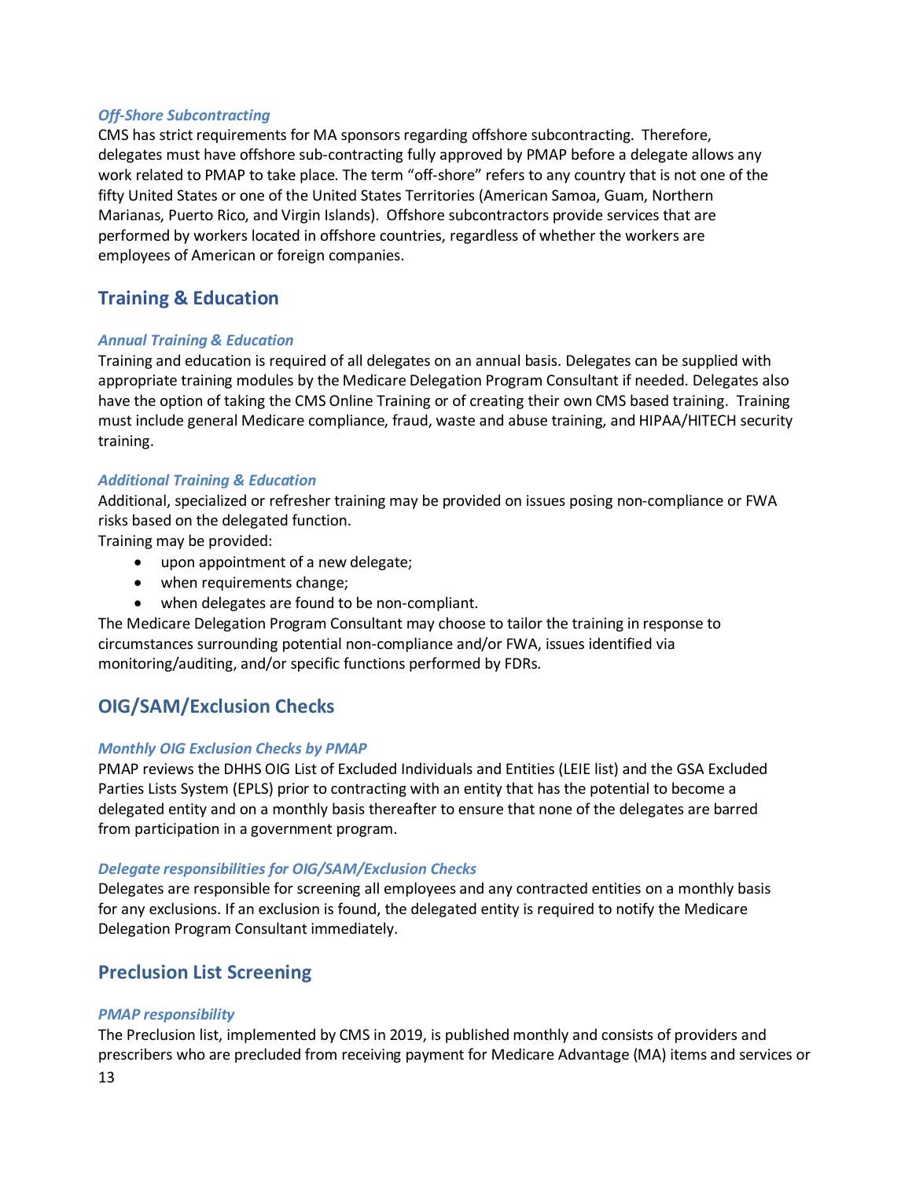### *Off-Shore Subcontracting*

CMS has strict requirements for MA sponsors regarding offshore subcontracting. Therefore, delegates must have offshore sub-contracting fully approved by PMAP before a delegate allows any work related to PMAP to take place. The term "off-shore" refers to any country that is not one of the fifty United States or one of the United States Territories (American Samoa, Guam, Northern Marianas, Puerto Rico, and Virgin Islands). Offshore subcontractors provide services that are performed by workers located in offshore countries, regardless of whether the workers are employees of American or foreign companies.

## Training & Education

### *Annual Training & Education*

Training and education is required of all delegates on an annual basis. Delegates can be supplied with appropriate training modules by the Medicare Delegation Program Consultant if needed. Delegates also have the option of taking the CMS Online Training or of creating their own CMS based training. Training must include general Medicare compliance, fraud, waste and abuse training, and HIPAA/HITECH security training.

### *Additional Training & Education*

Additional, specialized or refresher training may be provided on issues posing non-compliance or FWA risks based on the delegated function.

Training may be provided:

- upon appointment of a new delegate;
- when requirements change;
- when delegates are found to be non-compliant.

The Medicare Delegation Program Consultant may choose to tailor the training in response to circumstances surrounding potential non-compliance and/or FWA, issues identified via monitoring/auditing, and/or specific functions performed by FDRs.

## OIG/SAM/Exclusion Checks

### *Monthly OIG Exclusion Checks by PMAP*

PMAP reviews the DHHS OIG List of Excluded Individuals and Entities (LEIE list) and the GSA Excluded Parties Lists System (EPLS) prior to contracting with an entity that has the potential to become a delegated entity and on a monthly basis thereafter to ensure that none of the delegates are barred from participation in a government program.

### *Delegate responsibilities for OIG/SAM/Exclusion Checks*

Delegates are responsible for screening all employees and any contracted entities on a monthly basis for any exclusions. If an exclusion is found, the delegated entity is required to notify the Medicare Delegation Program Consultant immediately.

## Preclusion List Screening

### *PMAP responsibility*

The Preclusion list, implemented by CMS in 2019, is published monthly and consists of providers and prescribers who are precluded from receiving payment for Medicare Advantage (MA) items and services or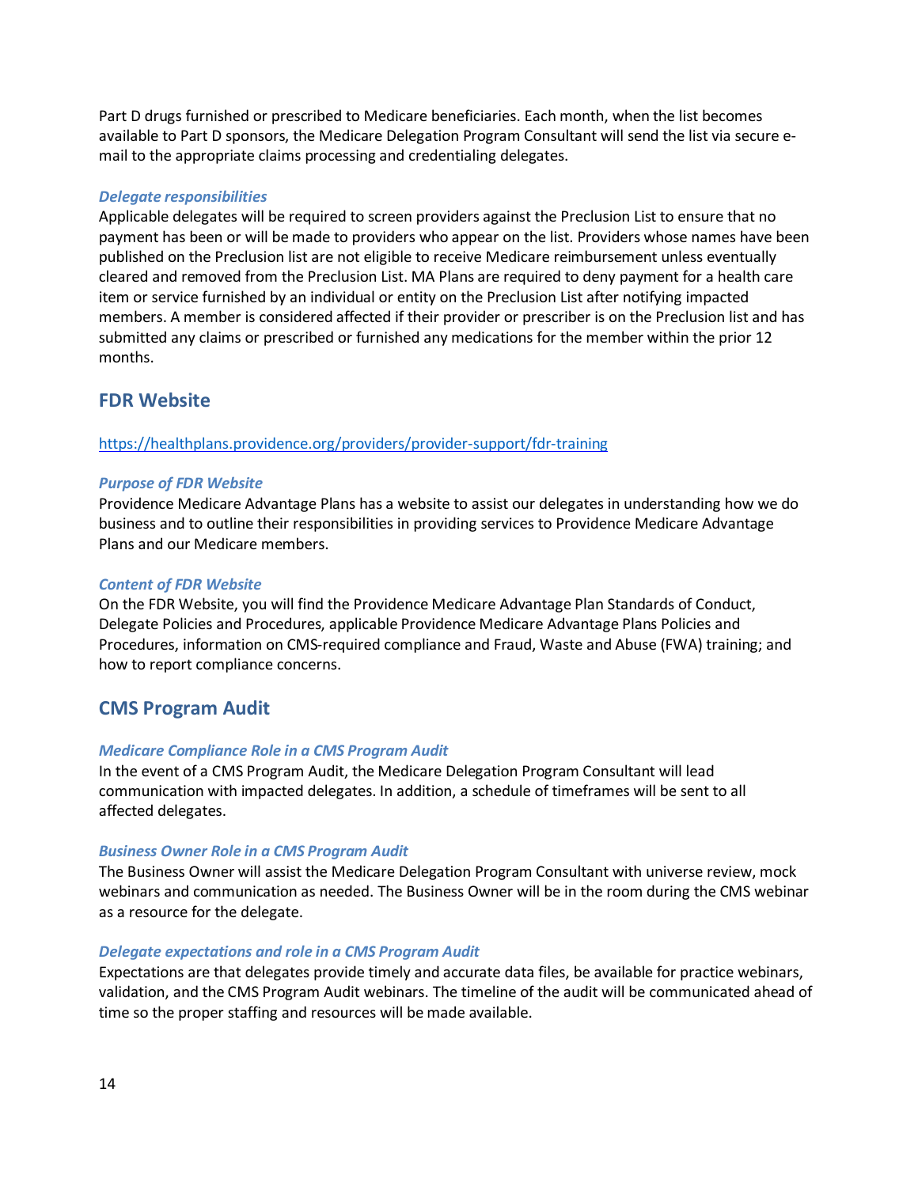Part D drugs furnished or prescribed to Medicare beneficiaries. Each month, when the list becomes available to Part D sponsors, the Medicare Delegation Program Consultant will send the list via secure e-mail to the appropriate claims processing and credentialing delegates.

### *Delegate responsibilities*

Applicable delegates will be required to screen providers against the Preclusion List to ensure that no payment has been or will be made to providers who appear on the list. Providers whose names have been published on the Preclusion list are not eligible to receive Medicare reimbursement unless eventually cleared and removed from the Preclusion List. MA Plans are required to deny payment for a health care item or service furnished by an individual or entity on the Preclusion List after notifying impacted members. A member is considered affected if their provider or prescriber is on the Preclusion list and has submitted any claims or prescribed or furnished any medications for the member within the prior 12 months.

## FDR Website

https://healthplans.providence.org/providers/provider-support/fdr-training

### *Purpose of FDR Website*

Providence Medicare Advantage Plans has a website to assist our delegates in understanding how we do business and to outline their responsibilities in providing services to Providence Medicare Advantage Plans and our Medicare members.

### *Content of FDR Website*

On the FDR Website, you will find the Providence Medicare Advantage Plan Standards of Conduct, Delegate Policies and Procedures, applicable Providence Medicare Advantage Plans Policies and Procedures, information on CMS-required compliance and Fraud, Waste and Abuse (FWA) training; and how to report compliance concerns.

## CMS Program Audit

### *Medicare Compliance Role in a CMS Program Audit*

In the event of a CMS Program Audit, the Medicare Delegation Program Consultant will lead communication with impacted delegates. In addition, a schedule of timeframes will be sent to all affected delegates.

### *Business Owner Role in a CMS Program Audit*

The Business Owner will assist the Medicare Delegation Program Consultant with universe review, mock webinars and communication as needed. The Business Owner will be in the room during the CMS webinar as a resource for the delegate.

### *Delegate expectations and role in a CMS Program Audit*

Expectations are that delegates provide timely and accurate data files, be available for practice webinars, validation, and the CMS Program Audit webinars. The timeline of the audit will be communicated ahead of time so the proper staffing and resources will be made available.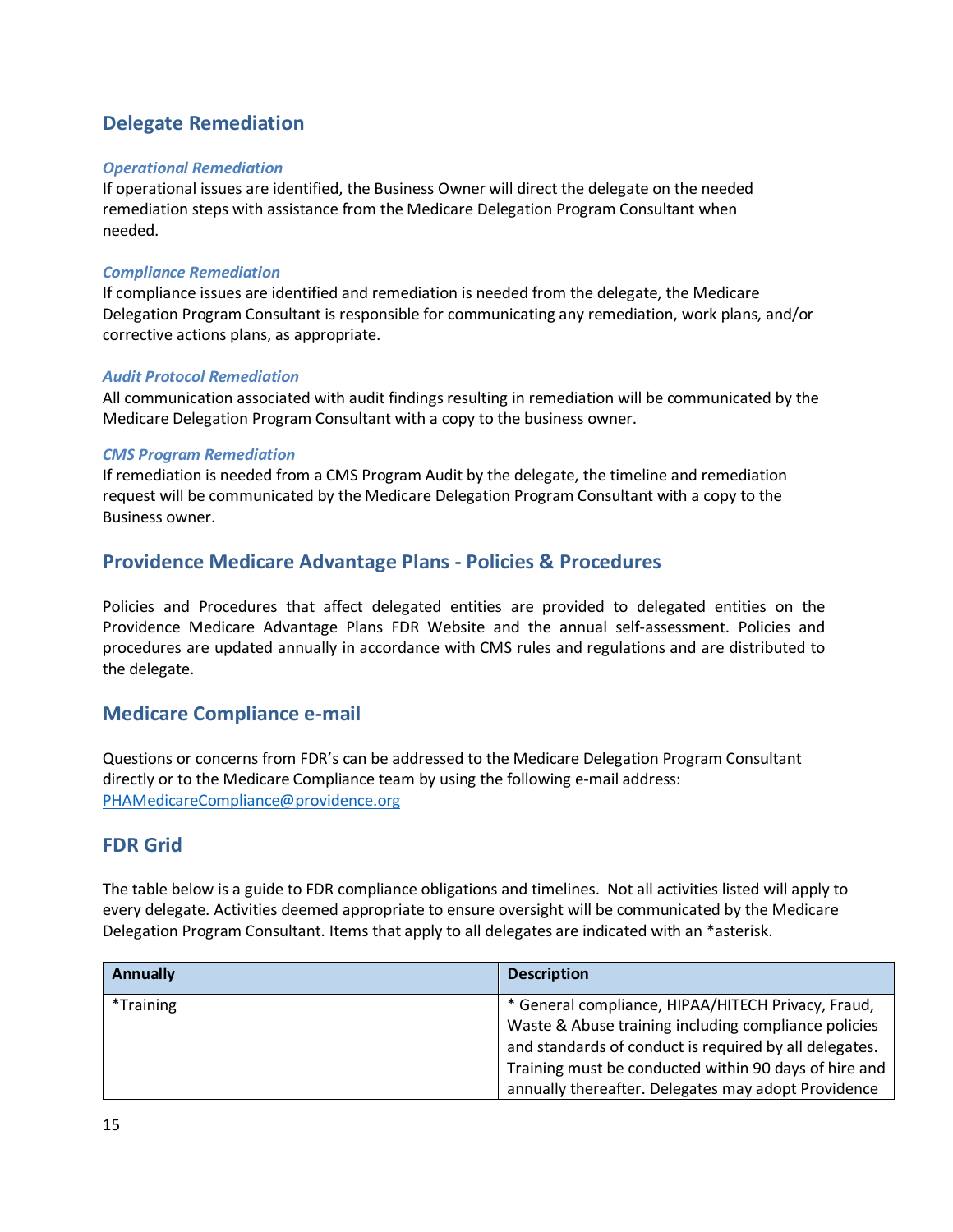## Delegate Remediation

### *Operational Remediation*

If operational issues are identified, the Business Owner will direct the delegate on the needed remediation steps with assistance from the Medicare Delegation Program Consultant when needed.

### *Compliance Remediation*

If compliance issues are identified and remediation is needed from the delegate, the Medicare Delegation Program Consultant is responsible for communicating any remediation, work plans, and/or corrective actions plans, as appropriate.

### *Audit Protocol Remediation*

All communication associated with audit findings resulting in remediation will be communicated by the Medicare Delegation Program Consultant with a copy to the business owner.

### *CMS Program Remediation*

If remediation is needed from a CMS Program Audit by the delegate, the timeline and remediation request will be communicated by the Medicare Delegation Program Consultant with a copy to the Business owner.

## Providence Medicare Advantage Plans - Policies & Procedures

Policies and Procedures that affect delegated entities are provided to delegated entities on the Providence Medicare Advantage Plans FDR Website and the annual self-assessment. Policies and procedures are updated annually in accordance with CMS rules and regulations and are distributed to the delegate.

## Medicare Compliance e-mail

Questions or concerns from FDR's can be addressed to the Medicare Delegation Program Consultant directly or to the Medicare Compliance team by using the following e-mail address: PHAMedicareCompliance@providence.org

## FDR Grid

The table below is a guide to FDR compliance obligations and timelines. Not all activities listed will apply to every delegate. Activities deemed appropriate to ensure oversight will be communicated by the Medicare Delegation Program Consultant. Items that apply to all delegates are indicated with an *asterisk.

| Annually | Description |
|---|---|
| *Training | * General compliance, HIPAA/HITECH Privacy, Fraud, Waste & Abuse training including compliance policies and standards of conduct is required by all delegates. Training must be conducted within 90 days of hire and annually thereafter. Delegates may adopt Providence |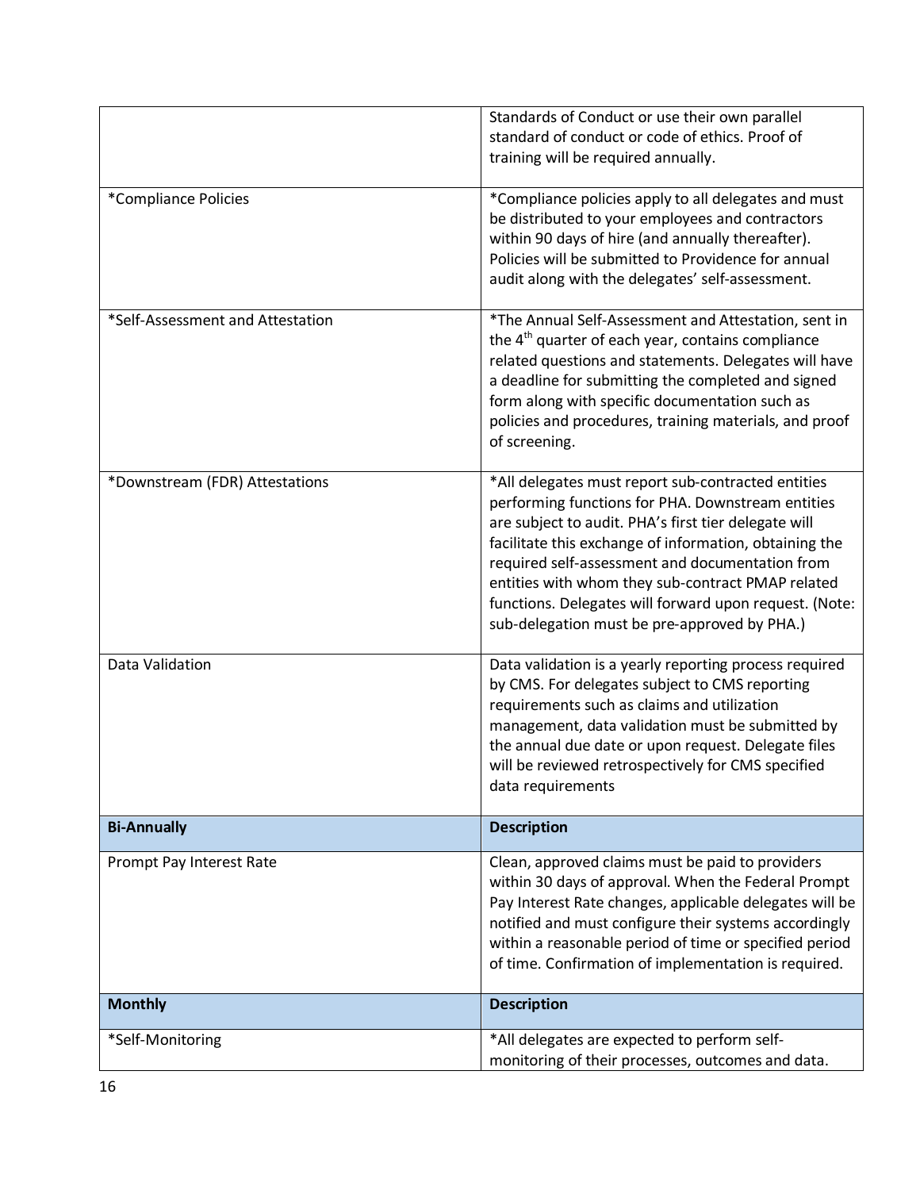| | |
|---|---|
| | Standards of Conduct or use their own parallel standard of conduct or code of ethics. Proof of training will be required annually. |
| *Compliance Policies | *Compliance policies apply to all delegates and must be distributed to your employees and contractors within 90 days of hire (and annually thereafter). Policies will be submitted to Providence for annual audit along with the delegates' self-assessment. |
| *Self-Assessment and Attestation | *The Annual Self-Assessment and Attestation, sent in the 4th quarter of each year, contains compliance related questions and statements. Delegates will have a deadline for submitting the completed and signed form along with specific documentation such as policies and procedures, training materials, and proof of screening. |
| *Downstream (FDR) Attestations | *All delegates must report sub-contracted entities performing functions for PHA. Downstream entities are subject to audit. PHA's first tier delegate will facilitate this exchange of information, obtaining the required self-assessment and documentation from entities with whom they sub-contract PMAP related functions. Delegates will forward upon request. (Note: sub-delegation must be pre-approved by PHA.) |
| Data Validation | Data validation is a yearly reporting process required by CMS. For delegates subject to CMS reporting requirements such as claims and utilization management, data validation must be submitted by the annual due date or upon request. Delegate files will be reviewed retrospectively for CMS specified data requirements |
| **Bi-Annually** | **Description** |
| Prompt Pay Interest Rate | Clean, approved claims must be paid to providers within 30 days of approval. When the Federal Prompt Pay Interest Rate changes, applicable delegates will be notified and must configure their systems accordingly within a reasonable period of time or specified period of time. Confirmation of implementation is required. |
| **Monthly** | **Description** |
| *Self-Monitoring | *All delegates are expected to perform self-monitoring of their processes, outcomes and data. |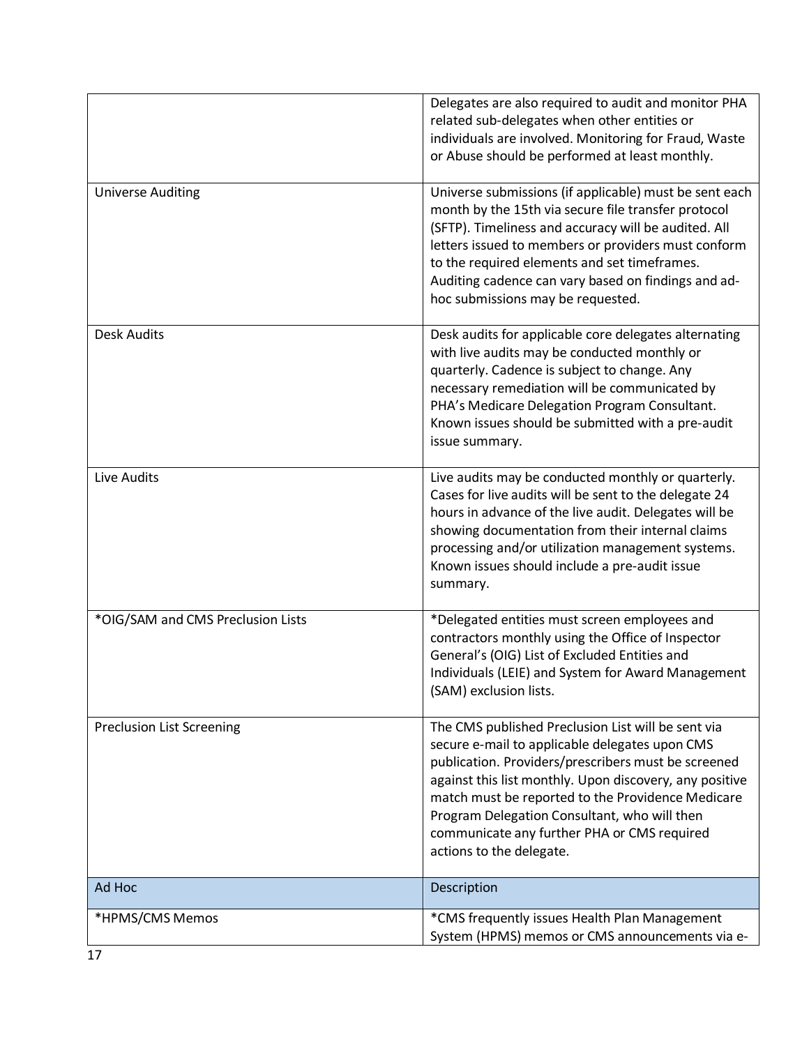| | |
|---|---|
| | Delegates are also required to audit and monitor PHA related sub-delegates when other entities or individuals are involved. Monitoring for Fraud, Waste or Abuse should be performed at least monthly. |
| Universe Auditing | Universe submissions (if applicable) must be sent each month by the 15th via secure file transfer protocol (SFTP). Timeliness and accuracy will be audited. All letters issued to members or providers must conform to the required elements and set timeframes. Auditing cadence can vary based on findings and ad-hoc submissions may be requested. |
| Desk Audits | Desk audits for applicable core delegates alternating with live audits may be conducted monthly or quarterly. Cadence is subject to change. Any necessary remediation will be communicated by PHA's Medicare Delegation Program Consultant. Known issues should be submitted with a pre-audit issue summary. |
| Live Audits | Live audits may be conducted monthly or quarterly. Cases for live audits will be sent to the delegate 24 hours in advance of the live audit. Delegates will be showing documentation from their internal claims processing and/or utilization management systems. Known issues should include a pre-audit issue summary. |
| *OIG/SAM and CMS Preclusion Lists | *Delegated entities must screen employees and contractors monthly using the Office of Inspector General's (OIG) List of Excluded Entities and Individuals (LEIE) and System for Award Management (SAM) exclusion lists. |
| Preclusion List Screening | The CMS published Preclusion List will be sent via secure e-mail to applicable delegates upon CMS publication. Providers/prescribers must be screened against this list monthly. Upon discovery, any positive match must be reported to the Providence Medicare Program Delegation Consultant, who will then communicate any further PHA or CMS required actions to the delegate. |
| **Ad Hoc** | **Description** |
| *HPMS/CMS Memos | *CMS frequently issues Health Plan Management System (HPMS) memos or CMS announcements via e- |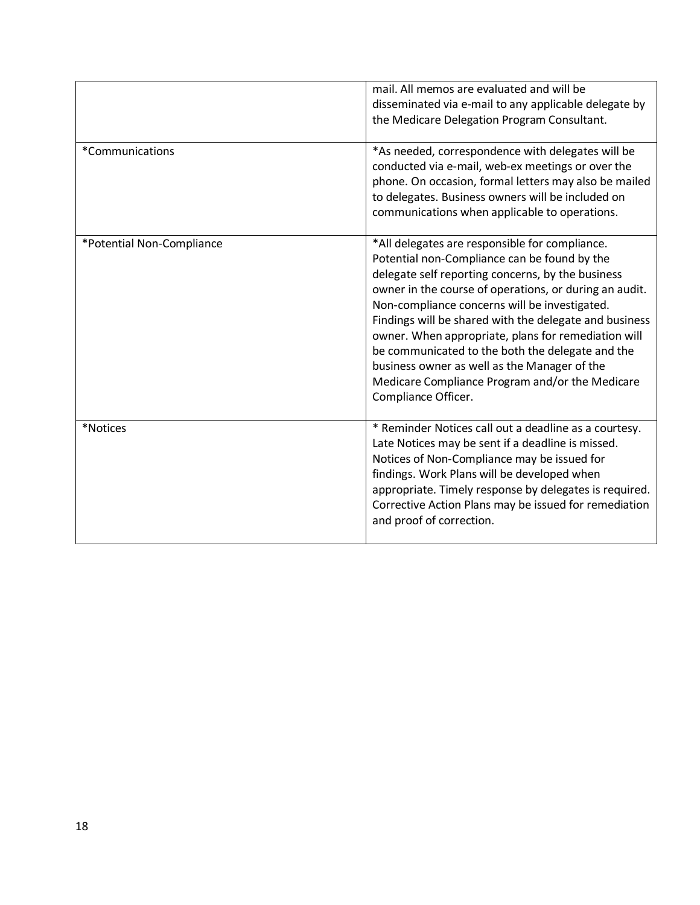| | |
|---|---|
| | mail. All memos are evaluated and will be disseminated via e-mail to any applicable delegate by the Medicare Delegation Program Consultant. |
| *Communications | *As needed, correspondence with delegates will be conducted via e-mail, web-ex meetings or over the phone. On occasion, formal letters may also be mailed to delegates. Business owners will be included on communications when applicable to operations. |
| *Potential Non-Compliance | *All delegates are responsible for compliance. Potential non-Compliance can be found by the delegate self reporting concerns, by the business owner in the course of operations, or during an audit. Non-compliance concerns will be investigated. Findings will be shared with the delegate and business owner. When appropriate, plans for remediation will be communicated to the both the delegate and the business owner as well as the Manager of the Medicare Compliance Program and/or the Medicare Compliance Officer. |
| *Notices | * Reminder Notices call out a deadline as a courtesy. Late Notices may be sent if a deadline is missed. Notices of Non-Compliance may be issued for findings. Work Plans will be developed when appropriate. Timely response by delegates is required. Corrective Action Plans may be issued for remediation and proof of correction. |